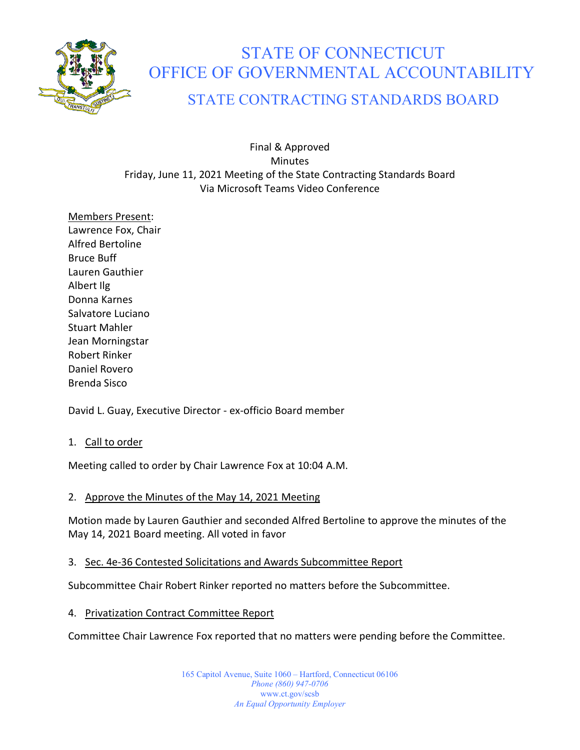# STATE OF CONNECTICUT
# OFFICE OF GOVERNMENTAL ACCOUNTABILITY
## STATE CONTRACTING STANDARDS BOARD

Final & Approved
Minutes
Friday, June 11, 2021 Meeting of the State Contracting Standards Board
Via Microsoft Teams Video Conference

Members Present:
Lawrence Fox, Chair
Alfred Bertoline
Bruce Buff
Lauren Gauthier
Albert Ilg
Donna Karnes
Salvatore Luciano
Stuart Mahler
Jean Morningstar
Robert Rinker
Daniel Rovero
Brenda Sisco

David L. Guay, Executive Director - ex-officio Board member

1. Call to order

Meeting called to order by Chair Lawrence Fox at 10:04 A.M.

2. Approve the Minutes of the May 14, 2021 Meeting

Motion made by Lauren Gauthier and seconded Alfred Bertoline to approve the minutes of the May 14, 2021 Board meeting. All voted in favor

3. Sec. 4e-36 Contested Solicitations and Awards Subcommittee Report

Subcommittee Chair Robert Rinker reported no matters before the Subcommittee.

4. Privatization Contract Committee Report

Committee Chair Lawrence Fox reported that no matters were pending before the Committee.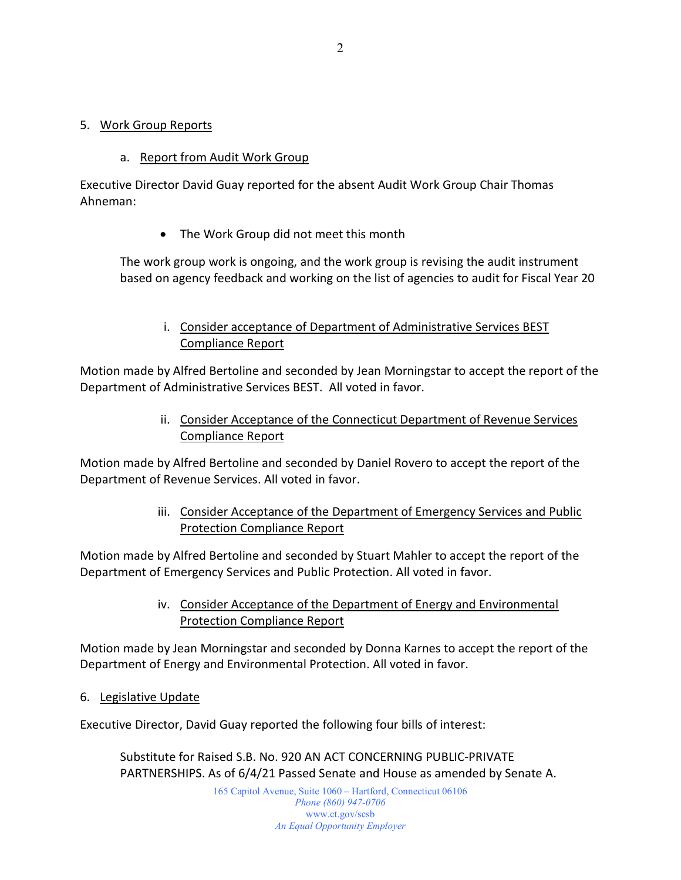5. <u>Work Group Reports</u>

   a. <u>Report from Audit Work Group</u>

Executive Director David Guay reported for the absent Audit Work Group Chair Thomas Ahneman:

- The Work Group did not meet this month

The work group work is ongoing, and the work group is revising the audit instrument based on agency feedback and working on the list of agencies to audit for Fiscal Year 20

i. <u>Consider acceptance of Department of Administrative Services BEST Compliance Report</u>

Motion made by Alfred Bertoline and seconded by Jean Morningstar to accept the report of the Department of Administrative Services BEST. All voted in favor.

ii. <u>Consider Acceptance of the Connecticut Department of Revenue Services Compliance Report</u>

Motion made by Alfred Bertoline and seconded by Daniel Rovero to accept the report of the Department of Revenue Services. All voted in favor.

iii. <u>Consider Acceptance of the Department of Emergency Services and Public Protection Compliance Report</u>

Motion made by Alfred Bertoline and seconded by Stuart Mahler to accept the report of the Department of Emergency Services and Public Protection. All voted in favor.

iv. <u>Consider Acceptance of the Department of Energy and Environmental Protection Compliance Report</u>

Motion made by Jean Morningstar and seconded by Donna Karnes to accept the report of the Department of Energy and Environmental Protection. All voted in favor.

6. <u>Legislative Update</u>

Executive Director, David Guay reported the following four bills of interest:

Substitute for Raised S.B. No. 920 AN ACT CONCERNING PUBLIC-PRIVATE PARTNERSHIPS. As of 6/4/21 Passed Senate and House as amended by Senate A.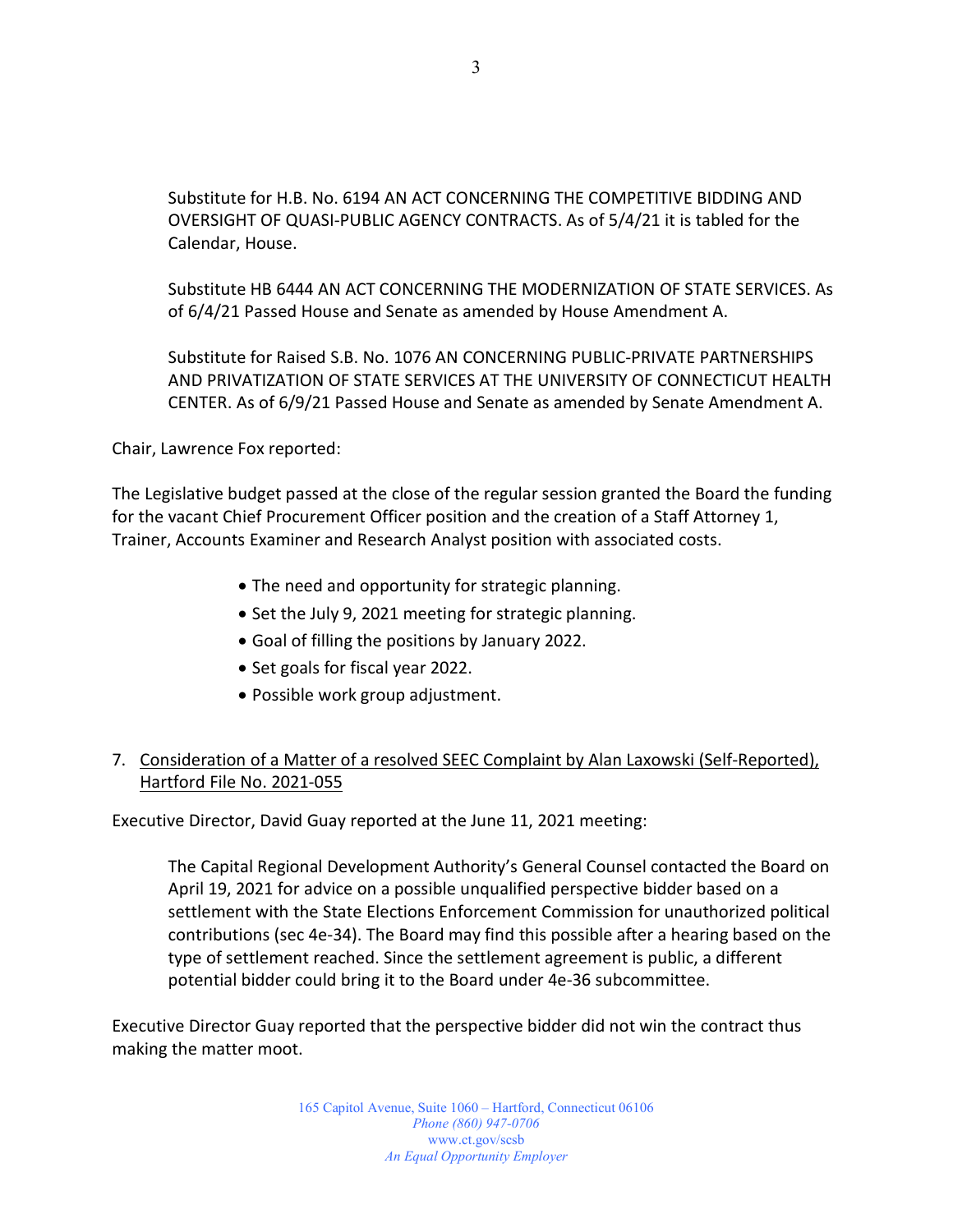Substitute for H.B. No. 6194 AN ACT CONCERNING THE COMPETITIVE BIDDING AND OVERSIGHT OF QUASI-PUBLIC AGENCY CONTRACTS. As of 5/4/21 it is tabled for the Calendar, House.

Substitute HB 6444 AN ACT CONCERNING THE MODERNIZATION OF STATE SERVICES. As of 6/4/21 Passed House and Senate as amended by House Amendment A.

Substitute for Raised S.B. No. 1076 AN CONCERNING PUBLIC-PRIVATE PARTNERSHIPS AND PRIVATIZATION OF STATE SERVICES AT THE UNIVERSITY OF CONNECTICUT HEALTH CENTER. As of 6/9/21 Passed House and Senate as amended by Senate Amendment A.

Chair, Lawrence Fox reported:

The Legislative budget passed at the close of the regular session granted the Board the funding for the vacant Chief Procurement Officer position and the creation of a Staff Attorney 1, Trainer, Accounts Examiner and Research Analyst position with associated costs.

- The need and opportunity for strategic planning.
- Set the July 9, 2021 meeting for strategic planning.
- Goal of filling the positions by January 2022.
- Set goals for fiscal year 2022.
- Possible work group adjustment.

7. <u>Consideration of a Matter of a resolved SEEC Complaint by Alan Laxowski (Self-Reported), Hartford File No. 2021-055</u>

Executive Director, David Guay reported at the June 11, 2021 meeting:

The Capital Regional Development Authority's General Counsel contacted the Board on April 19, 2021 for advice on a possible unqualified perspective bidder based on a settlement with the State Elections Enforcement Commission for unauthorized political contributions (sec 4e-34). The Board may find this possible after a hearing based on the type of settlement reached. Since the settlement agreement is public, a different potential bidder could bring it to the Board under 4e-36 subcommittee.

Executive Director Guay reported that the perspective bidder did not win the contract thus making the matter moot.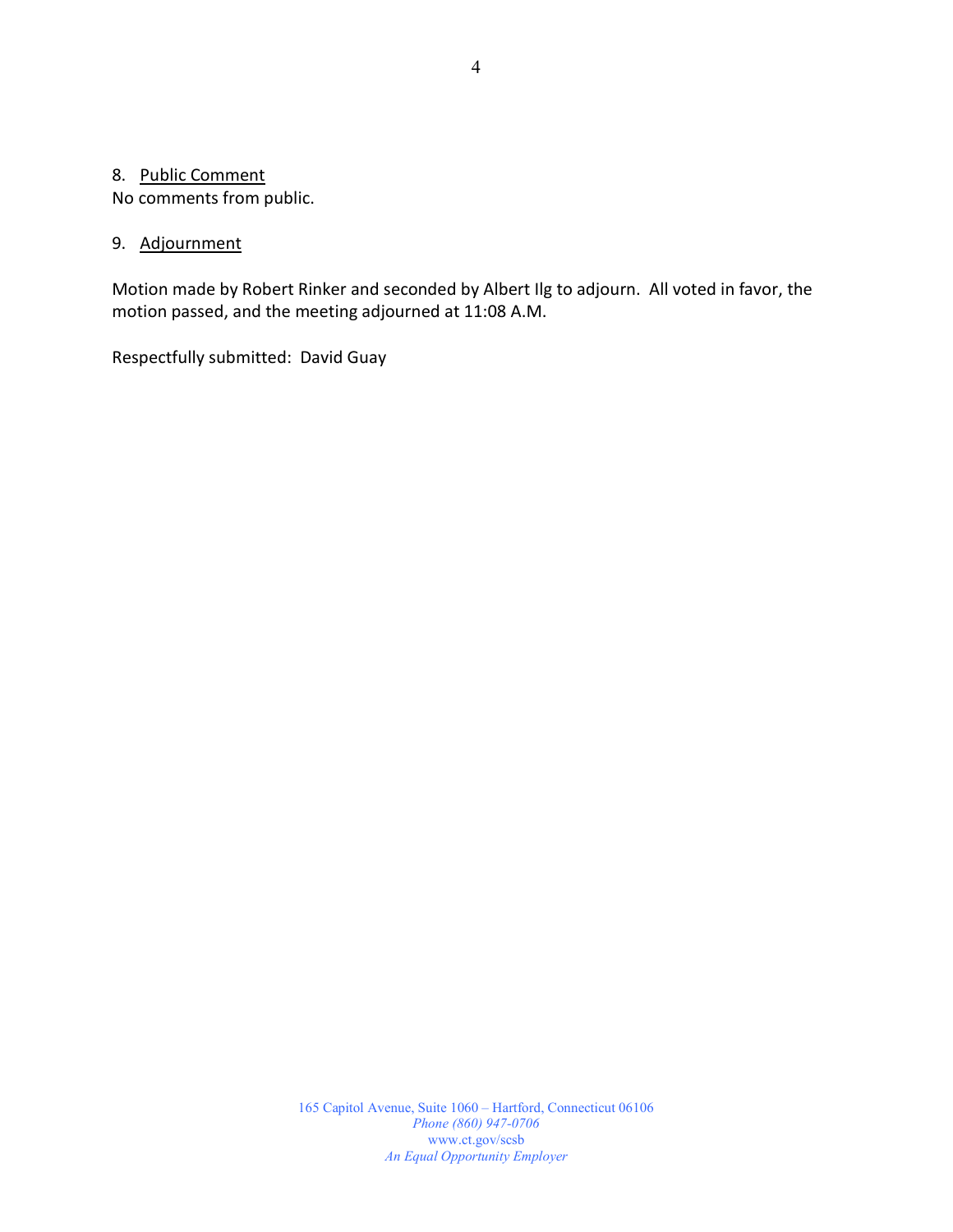8. Public Comment

No comments from public.

9. Adjournment

Motion made by Robert Rinker and seconded by Albert Ilg to adjourn. All voted in favor, the motion passed, and the meeting adjourned at 11:08 A.M.

Respectfully submitted: David Guay